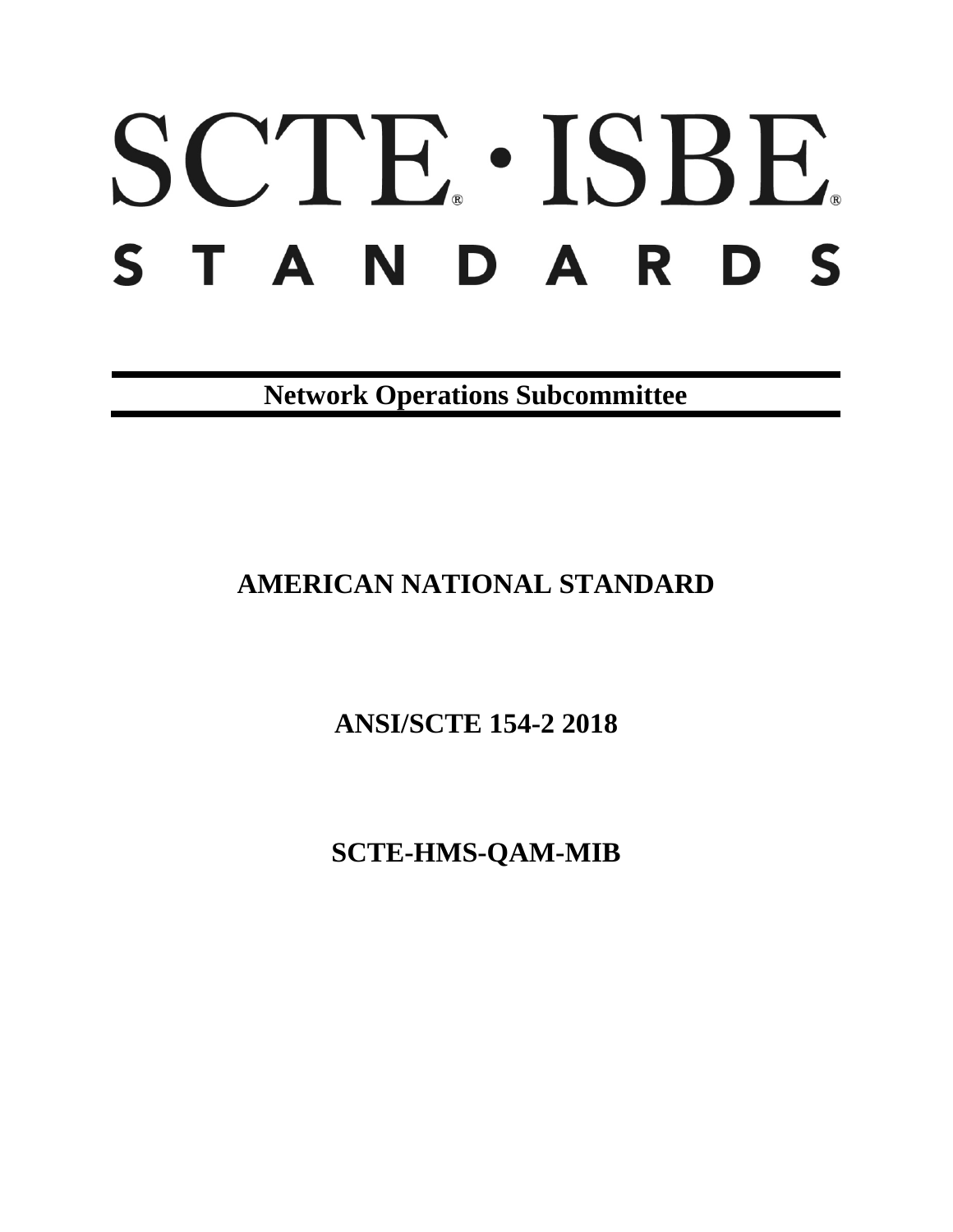# SCTE · ISBE STANDARDS

**Network Operations Subcommittee**

## AMERICAN NATIONAL STANDARD

## ANSI/SCTE 154-2 2018

## SCTE-HMS-QAM-MIB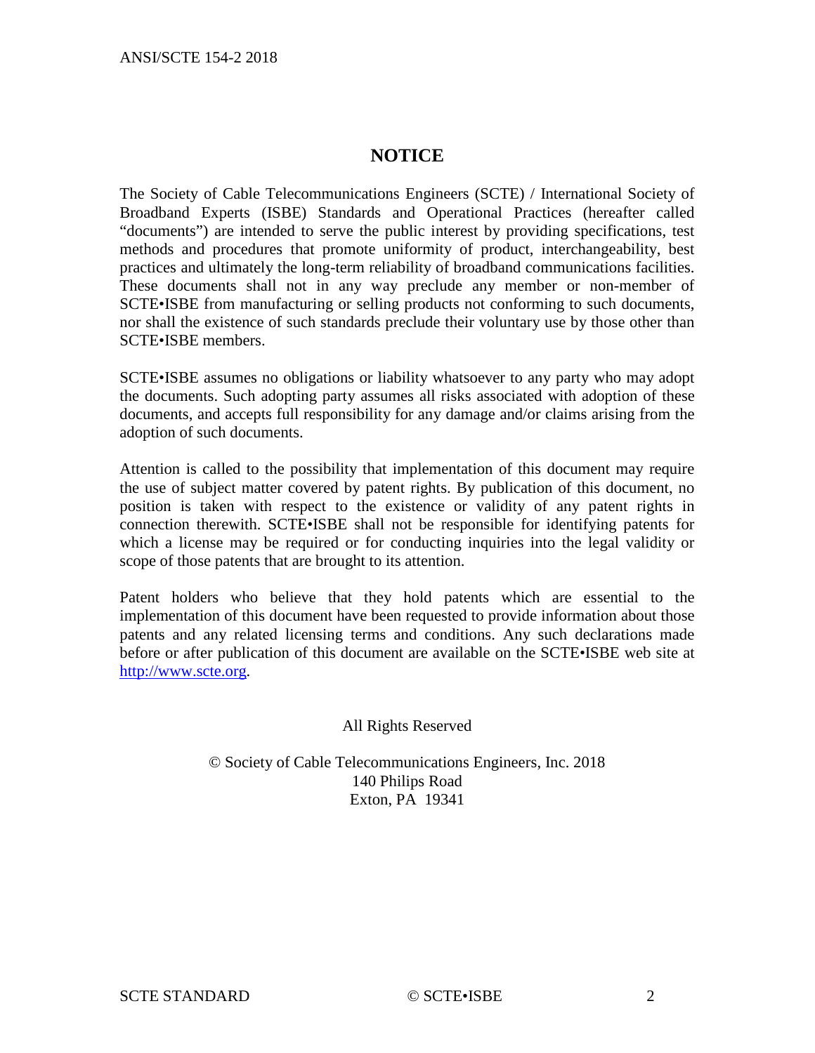## NOTICE

The Society of Cable Telecommunications Engineers (SCTE) / International Society of Broadband Experts (ISBE) Standards and Operational Practices (hereafter called "documents") are intended to serve the public interest by providing specifications, test methods and procedures that promote uniformity of product, interchangeability, best practices and ultimately the long-term reliability of broadband communications facilities. These documents shall not in any way preclude any member or non-member of SCTE•ISBE from manufacturing or selling products not conforming to such documents, nor shall the existence of such standards preclude their voluntary use by those other than SCTE•ISBE members.

SCTE•ISBE assumes no obligations or liability whatsoever to any party who may adopt the documents. Such adopting party assumes all risks associated with adoption of these documents, and accepts full responsibility for any damage and/or claims arising from the adoption of such documents.

Attention is called to the possibility that implementation of this document may require the use of subject matter covered by patent rights. By publication of this document, no position is taken with respect to the existence or validity of any patent rights in connection therewith. SCTE•ISBE shall not be responsible for identifying patents for which a license may be required or for conducting inquiries into the legal validity or scope of those patents that are brought to its attention.

Patent holders who believe that they hold patents which are essential to the implementation of this document have been requested to provide information about those patents and any related licensing terms and conditions. Any such declarations made before or after publication of this document are available on the SCTE•ISBE web site at http://www.scte.org.

All Rights Reserved

© Society of Cable Telecommunications Engineers, Inc. 2018
140 Philips Road
Exton, PA 19341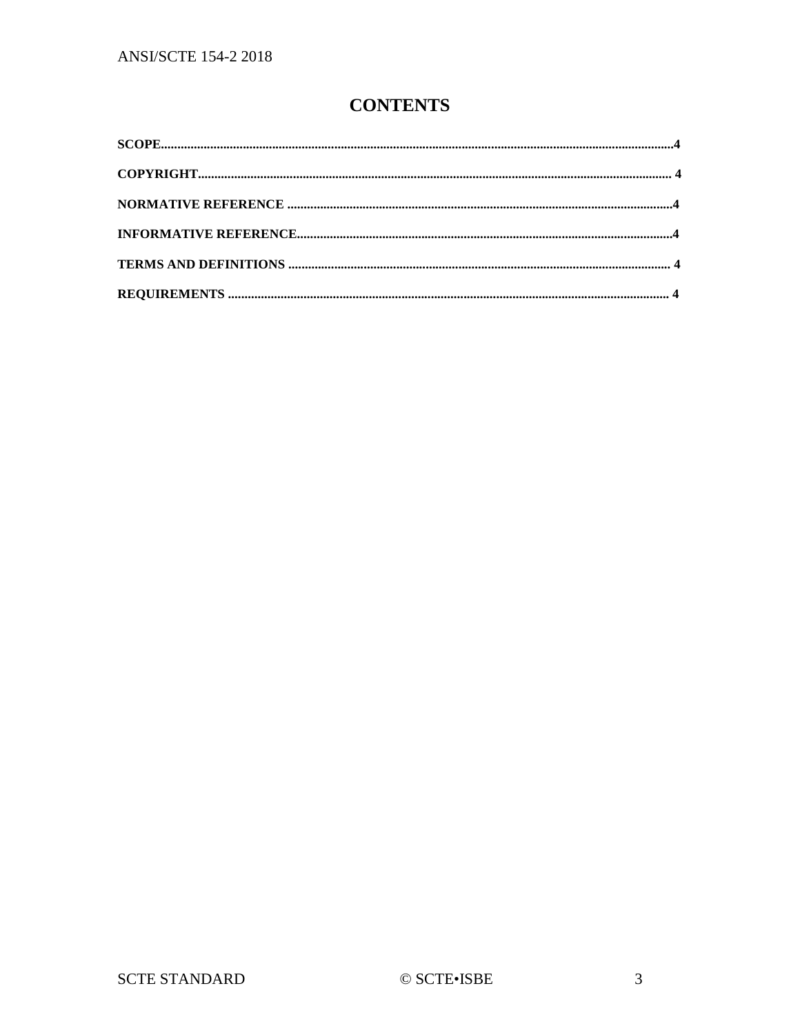# CONTENTS

**SCOPE**......................................................................................................................................................4

**COPYRIGHT**.............................................................................................................................................4

**NORMATIVE REFERENCE**..................................................................................................................4

**INFORMATIVE REFERENCE**..............................................................................................................4

**TERMS AND DEFINITIONS**.................................................................................................................4

**REQUIREMENTS**....................................................................................................................................4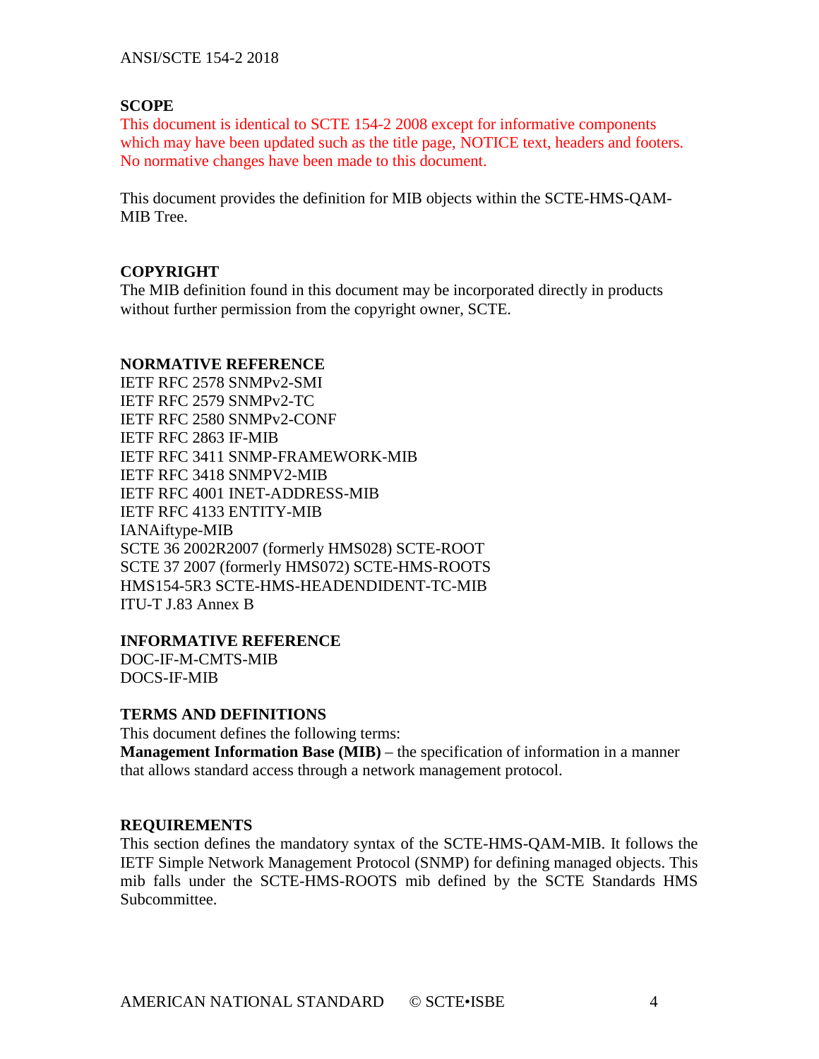## SCOPE

This document is identical to SCTE 154-2 2008 except for informative components which may have been updated such as the title page, NOTICE text, headers and footers. No normative changes have been made to this document.

This document provides the definition for MIB objects within the SCTE-HMS-QAM-MIB Tree.

## COPYRIGHT

The MIB definition found in this document may be incorporated directly in products without further permission from the copyright owner, SCTE.

## NORMATIVE REFERENCE

IETF RFC 2578 SNMPv2-SMI
IETF RFC 2579 SNMPv2-TC
IETF RFC 2580 SNMPv2-CONF
IETF RFC 2863 IF-MIB
IETF RFC 3411 SNMP-FRAMEWORK-MIB
IETF RFC 3418 SNMPV2-MIB
IETF RFC 4001 INET-ADDRESS-MIB
IETF RFC 4133 ENTITY-MIB
IANAiftype-MIB
SCTE 36 2002R2007 (formerly HMS028) SCTE-ROOT
SCTE 37 2007 (formerly HMS072) SCTE-HMS-ROOTS
HMS154-5R3 SCTE-HMS-HEADENDIDENT-TC-MIB
ITU-T J.83 Annex B

## INFORMATIVE REFERENCE

DOC-IF-M-CMTS-MIB
DOCS-IF-MIB

## TERMS AND DEFINITIONS

This document defines the following terms:
**Management Information Base (MIB)** – the specification of information in a manner that allows standard access through a network management protocol.

## REQUIREMENTS

This section defines the mandatory syntax of the SCTE-HMS-QAM-MIB. It follows the IETF Simple Network Management Protocol (SNMP) for defining managed objects. This mib falls under the SCTE-HMS-ROOTS mib defined by the SCTE Standards HMS Subcommittee.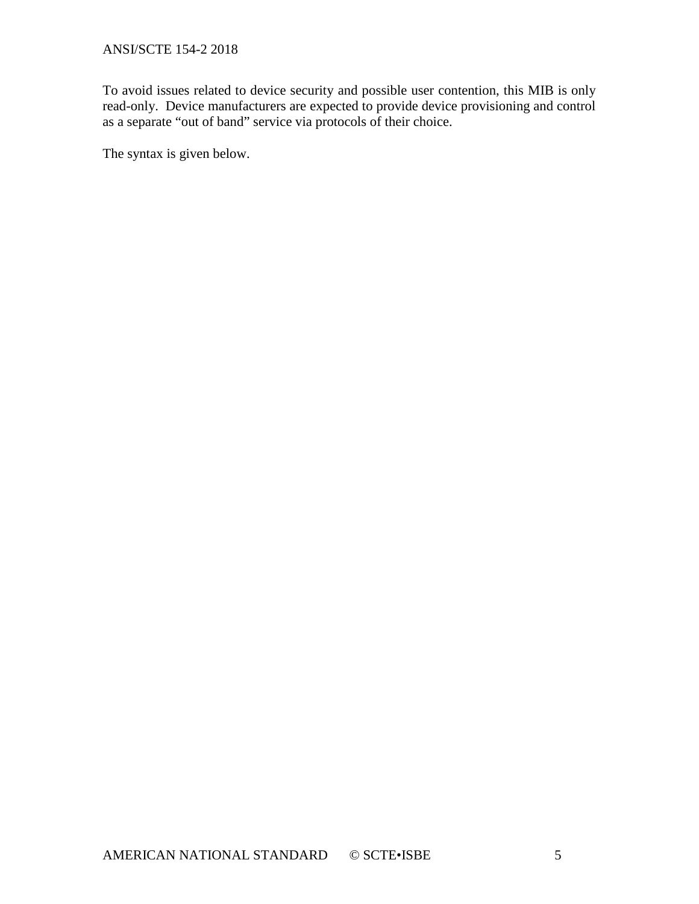To avoid issues related to device security and possible user contention, this MIB is only read-only. Device manufacturers are expected to provide device provisioning and control as a separate "out of band" service via protocols of their choice.

The syntax is given below.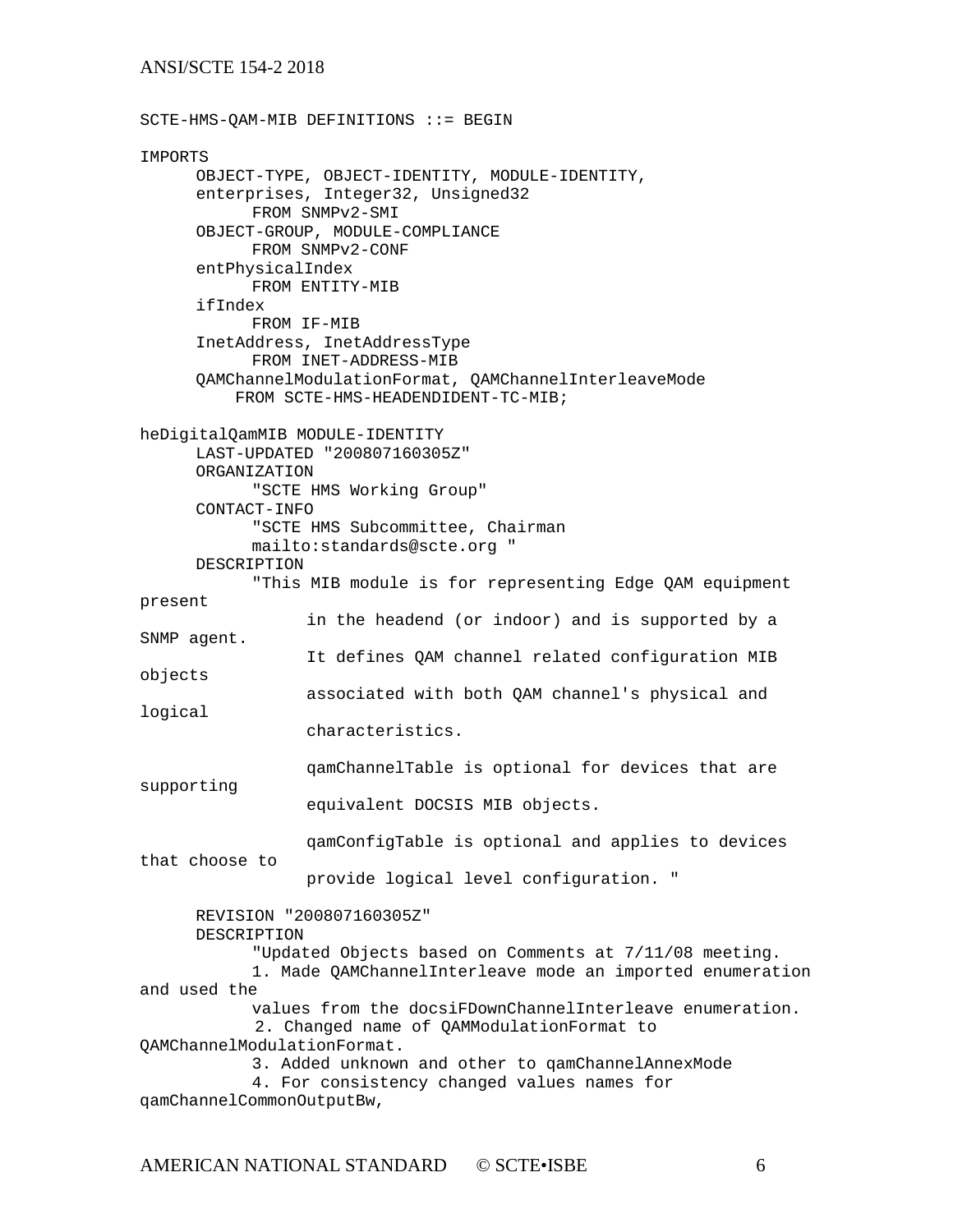```
SCTE-HMS-QAM-MIB DEFINITIONS ::= BEGIN

IMPORTS
      OBJECT-TYPE, OBJECT-IDENTITY, MODULE-IDENTITY,
      enterprises, Integer32, Unsigned32
            FROM SNMPv2-SMI
      OBJECT-GROUP, MODULE-COMPLIANCE
            FROM SNMPv2-CONF
      entPhysicalIndex
            FROM ENTITY-MIB
      ifIndex
            FROM IF-MIB
      InetAddress, InetAddressType
            FROM INET-ADDRESS-MIB
      QAMChannelModulationFormat, QAMChannelInterleaveMode
          FROM SCTE-HMS-HEADENDIDENT-TC-MIB;

heDigitalQamMIB MODULE-IDENTITY
      LAST-UPDATED "200807160305Z"
      ORGANIZATION
            "SCTE HMS Working Group"
      CONTACT-INFO
            "SCTE HMS Subcommittee, Chairman
            mailto:standards@scte.org "
      DESCRIPTION
            "This MIB module is for representing Edge QAM equipment
present
                  in the headend (or indoor) and is supported by a
SNMP agent.
                  It defines QAM channel related configuration MIB
objects
                  associated with both QAM channel's physical and
logical
                  characteristics.

                  qamChannelTable is optional for devices that are
supporting
                  equivalent DOCSIS MIB objects.

                  qamConfigTable is optional and applies to devices
that choose to
                  provide logical level configuration. "

      REVISION "200807160305Z"
      DESCRIPTION
            "Updated Objects based on Comments at 7/11/08 meeting.
            1. Made QAMChannelInterleave mode an imported enumeration
and used the
            values from the docsiFDownChannelInterleave enumeration.
            2. Changed name of QAMModulationFormat to
QAMChannelModulationFormat.
            3. Added unknown and other to qamChannelAnnexMode
            4. For consistency changed values names for
qamChannelCommonOutputBw,
```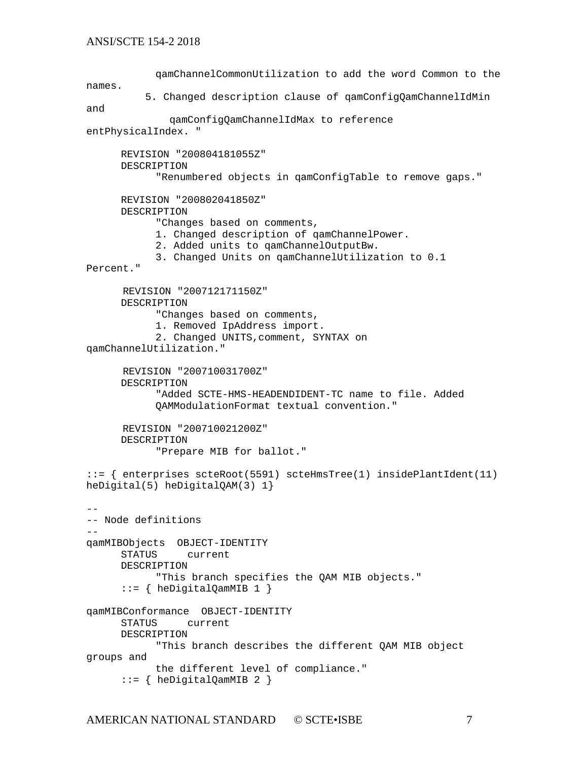```
           qamChannelCommonUtilization to add the word Common to the
names.
          5. Changed description clause of qamConfigQamChannelIdMin
and
              qamConfigQamChannelIdMax to reference
entPhysicalIndex. "

      REVISION "200804181055Z"
      DESCRIPTION
            "Renumbered objects in qamConfigTable to remove gaps."

      REVISION "200802041850Z"
      DESCRIPTION
            "Changes based on comments,
            1. Changed description of qamChannelPower.
            2. Added units to qamChannelOutputBw.
            3. Changed Units on qamChannelUtilization to 0.1
Percent."

       REVISION "200712171150Z"
      DESCRIPTION
            "Changes based on comments,
            1. Removed IpAddress import.
            2. Changed UNITS,comment, SYNTAX on
qamChannelUtilization."

       REVISION "200710031700Z"
      DESCRIPTION
            "Added SCTE-HMS-HEADENDIDENT-TC name to file. Added
            QAMModulationFormat textual convention."

       REVISION "200710021200Z"
      DESCRIPTION
            "Prepare MIB for ballot."

::= { enterprises scteRoot(5591) scteHmsTree(1) insidePlantIdent(11)
heDigital(5) heDigitalQAM(3) 1}

--
-- Node definitions
--
qamMIBObjects  OBJECT-IDENTITY
      STATUS     current
      DESCRIPTION
            "This branch specifies the QAM MIB objects."
      ::= { heDigitalQamMIB 1 }

qamMIBConformance  OBJECT-IDENTITY
      STATUS     current
      DESCRIPTION
            "This branch describes the different QAM MIB object
groups and
            the different level of compliance."
      ::= { heDigitalQamMIB 2 }
```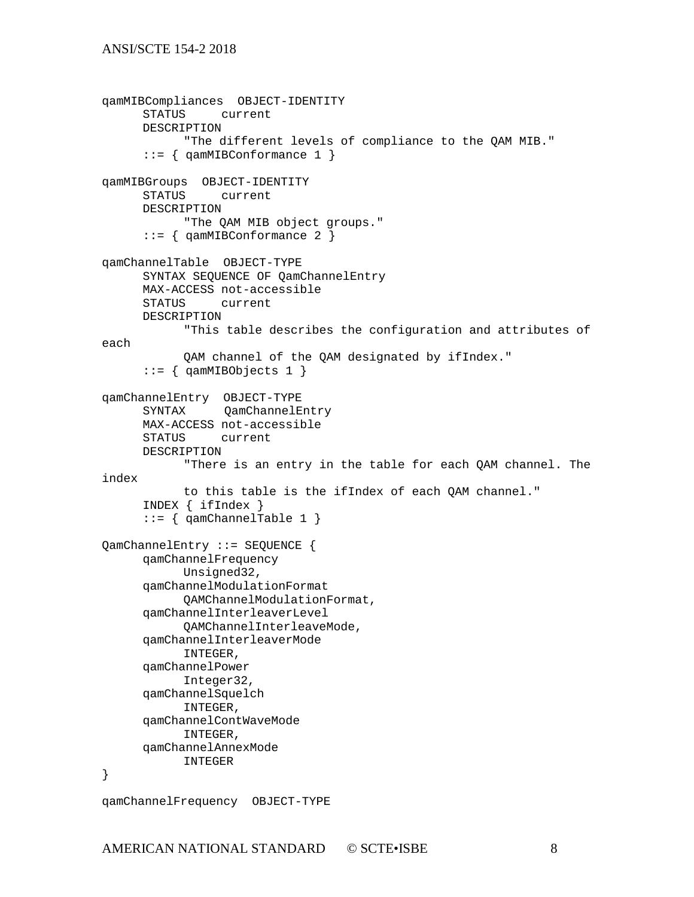```
qamMIBCompliances  OBJECT-IDENTITY
      STATUS     current
      DESCRIPTION
            "The different levels of compliance to the QAM MIB."
      ::= { qamMIBConformance 1 }

qamMIBGroups  OBJECT-IDENTITY
      STATUS     current
      DESCRIPTION
            "The QAM MIB object groups."
      ::= { qamMIBConformance 2 }

qamChannelTable  OBJECT-TYPE
      SYNTAX SEQUENCE OF QamChannelEntry
      MAX-ACCESS not-accessible
      STATUS     current
      DESCRIPTION
            "This table describes the configuration and attributes of
each
            QAM channel of the QAM designated by ifIndex."
      ::= { qamMIBObjects 1 }

qamChannelEntry  OBJECT-TYPE
      SYNTAX      QamChannelEntry
      MAX-ACCESS not-accessible
      STATUS     current
      DESCRIPTION
            "There is an entry in the table for each QAM channel. The
index
            to this table is the ifIndex of each QAM channel."
      INDEX { ifIndex }
      ::= { qamChannelTable 1 }

QamChannelEntry ::= SEQUENCE {
      qamChannelFrequency
            Unsigned32,
      qamChannelModulationFormat
            QAMChannelModulationFormat,
      qamChannelInterleaverLevel
            QAMChannelInterleaveMode,
      qamChannelInterleaverMode
            INTEGER,
      qamChannelPower
            Integer32,
      qamChannelSquelch
            INTEGER,
      qamChannelContWaveMode
            INTEGER,
      qamChannelAnnexMode
            INTEGER
}

qamChannelFrequency  OBJECT-TYPE
```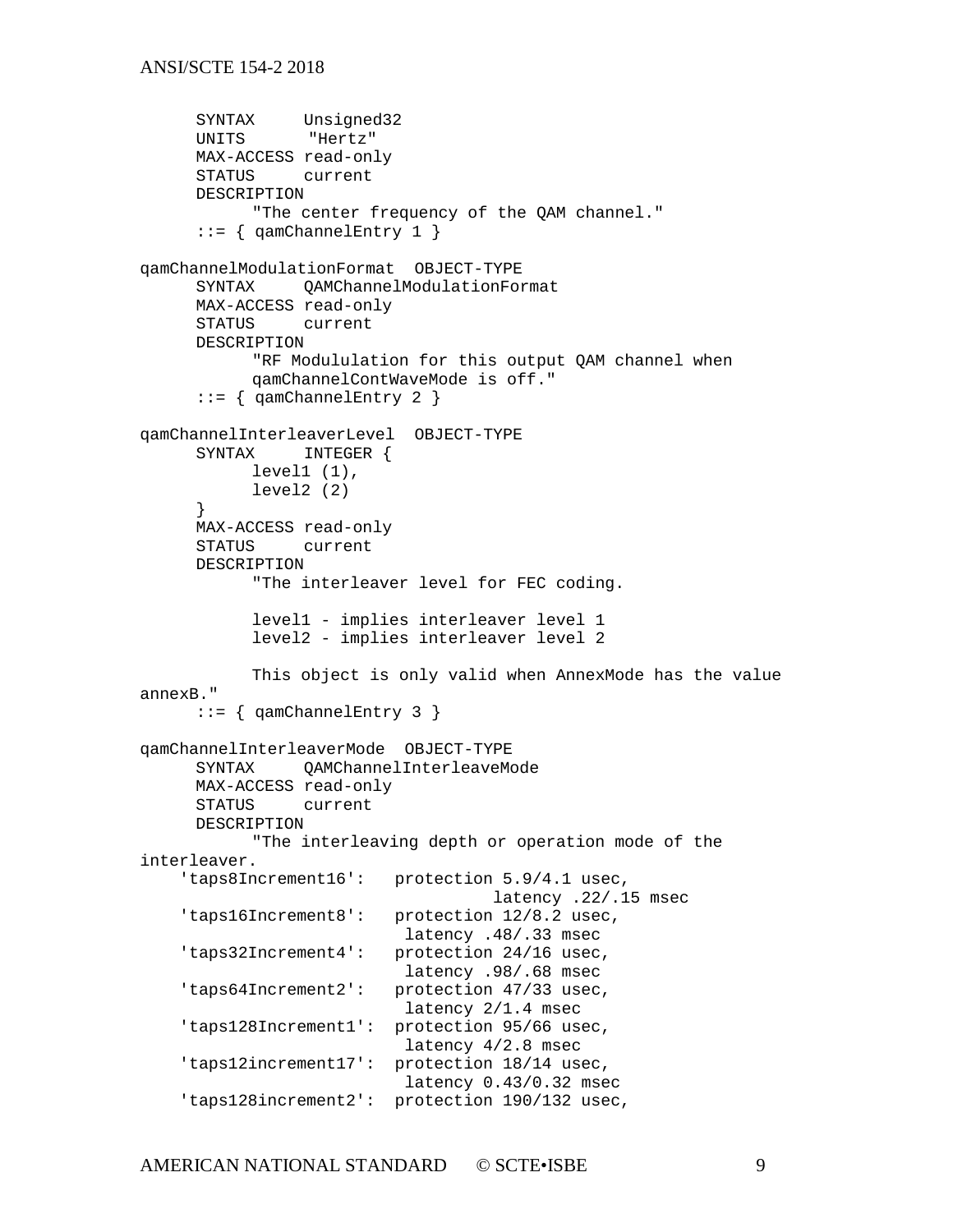```
      SYNTAX     Unsigned32
      UNITS       "Hertz"
      MAX-ACCESS read-only
      STATUS     current
      DESCRIPTION
            "The center frequency of the QAM channel."
      ::= { qamChannelEntry 1 }

qamChannelModulationFormat  OBJECT-TYPE
      SYNTAX     QAMChannelModulationFormat
      MAX-ACCESS read-only
      STATUS     current
      DESCRIPTION
            "RF Modululation for this output QAM channel when
            qamChannelContWaveMode is off."
      ::= { qamChannelEntry 2 }

qamChannelInterleaverLevel  OBJECT-TYPE
      SYNTAX     INTEGER {
            level1 (1),
            level2 (2)
      }
      MAX-ACCESS read-only
      STATUS     current
      DESCRIPTION
            "The interleaver level for FEC coding.

            level1 - implies interleaver level 1
            level2 - implies interleaver level 2

            This object is only valid when AnnexMode has the value
annexB."
      ::= { qamChannelEntry 3 }

qamChannelInterleaverMode  OBJECT-TYPE
      SYNTAX     QAMChannelInterleaveMode
      MAX-ACCESS read-only
      STATUS     current
      DESCRIPTION
            "The interleaving depth or operation mode of the
interleaver.
     'taps8Increment16':   protection 5.9/4.1 usec,
                                     latency .22/.15 msec
     'taps16Increment8':   protection 12/8.2 usec,
                            latency .48/.33 msec
     'taps32Increment4':   protection 24/16 usec,
                            latency .98/.68 msec
     'taps64Increment2':   protection 47/33 usec,
                            latency 2/1.4 msec
     'taps128Increment1':  protection 95/66 usec,
                            latency 4/2.8 msec
     'taps12increment17':  protection 18/14 usec,
                            latency 0.43/0.32 msec
     'taps128increment2':  protection 190/132 usec,
```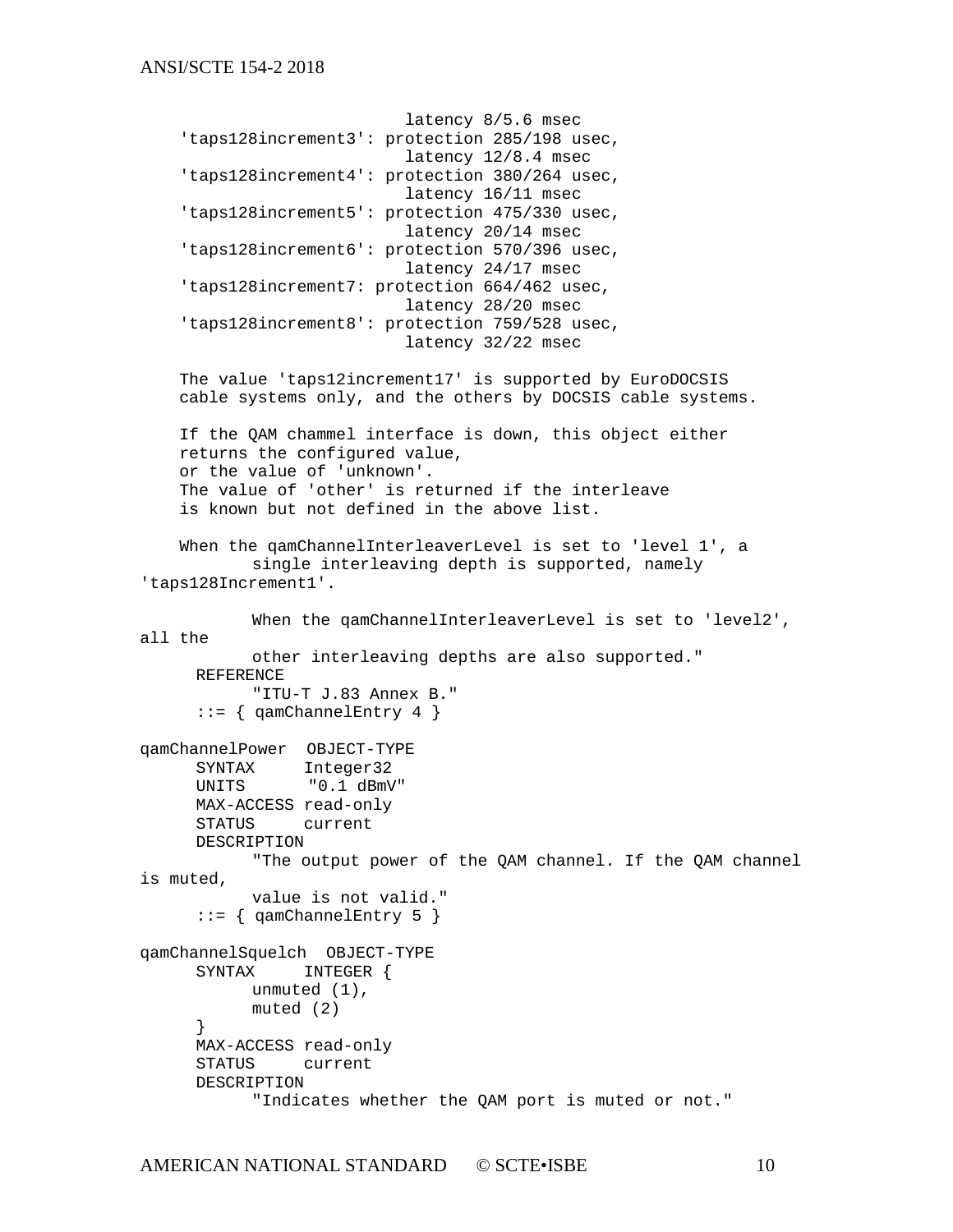```
                         latency 8/5.6 msec
     'taps128increment3': protection 285/198 usec,
                         latency 12/8.4 msec
     'taps128increment4': protection 380/264 usec,
                         latency 16/11 msec
     'taps128increment5': protection 475/330 usec,
                         latency 20/14 msec
     'taps128increment6': protection 570/396 usec,
                         latency 24/17 msec
     'taps128increment7: protection 664/462 usec,
                         latency 28/20 msec
     'taps128increment8': protection 759/528 usec,
                         latency 32/22 msec

    The value 'taps12increment17' is supported by EuroDOCSIS
    cable systems only, and the others by DOCSIS cable systems.

    If the QAM chammel interface is down, this object either
    returns the configured value,
    or the value of 'unknown'.
    The value of 'other' is returned if the interleave
    is known but not defined in the above list.

    When the qamChannelInterleaverLevel is set to 'level 1', a
           single interleaving depth is supported, namely
'taps128Increment1'.

           When the qamChannelInterleaverLevel is set to 'level2',
all the
           other interleaving depths are also supported."
      REFERENCE
           "ITU-T J.83 Annex B."
      ::= { qamChannelEntry 4 }

qamChannelPower  OBJECT-TYPE
      SYNTAX     Integer32
      UNITS       "0.1 dBmV"
      MAX-ACCESS read-only
      STATUS     current
      DESCRIPTION
           "The output power of the QAM channel. If the QAM channel
is muted,
           value is not valid."
      ::= { qamChannelEntry 5 }

qamChannelSquelch  OBJECT-TYPE
      SYNTAX     INTEGER {
           unmuted (1),
           muted (2)
      }
      MAX-ACCESS read-only
      STATUS     current
      DESCRIPTION
           "Indicates whether the QAM port is muted or not."
```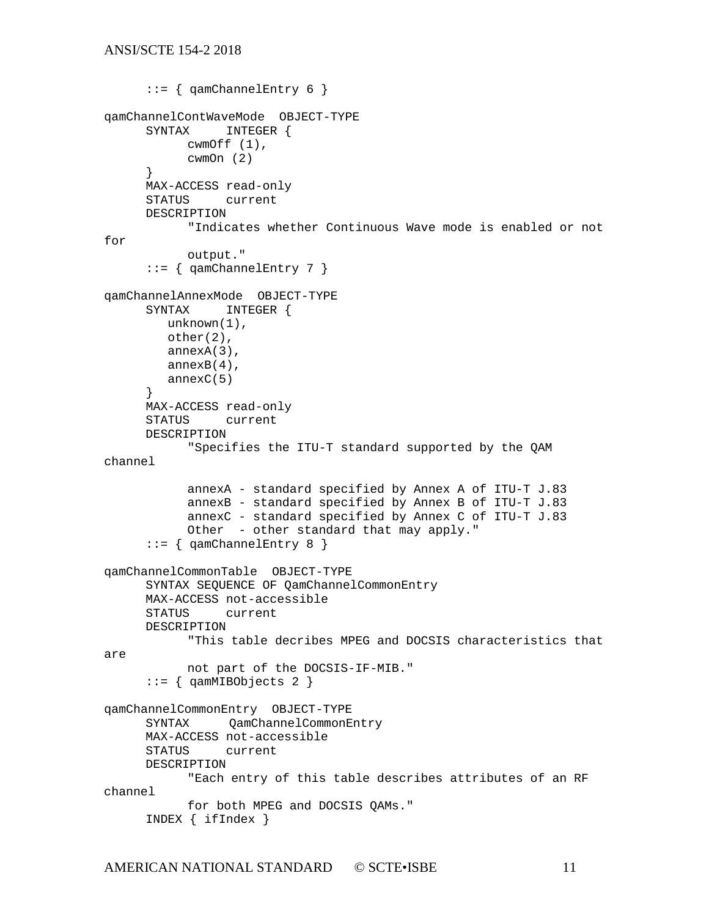```
      ::= { qamChannelEntry 6 }

qamChannelContWaveMode  OBJECT-TYPE
      SYNTAX     INTEGER {
            cwmOff (1),
            cwmOn (2)
      }
      MAX-ACCESS read-only
      STATUS     current
      DESCRIPTION
            "Indicates whether Continuous Wave mode is enabled or not
for
            output."
      ::= { qamChannelEntry 7 }

qamChannelAnnexMode  OBJECT-TYPE
      SYNTAX     INTEGER {
         unknown(1),
         other(2),
         annexA(3),
         annexB(4),
         annexC(5)
      }
      MAX-ACCESS read-only
      STATUS     current
      DESCRIPTION
            "Specifies the ITU-T standard supported by the QAM
channel

            annexA - standard specified by Annex A of ITU-T J.83
            annexB - standard specified by Annex B of ITU-T J.83
            annexC - standard specified by Annex C of ITU-T J.83
            Other  - other standard that may apply."
      ::= { qamChannelEntry 8 }

qamChannelCommonTable  OBJECT-TYPE
      SYNTAX SEQUENCE OF QamChannelCommonEntry
      MAX-ACCESS not-accessible
      STATUS     current
      DESCRIPTION
            "This table decribes MPEG and DOCSIS characteristics that
are
            not part of the DOCSIS-IF-MIB."
      ::= { qamMIBObjects 2 }

qamChannelCommonEntry  OBJECT-TYPE
      SYNTAX      QamChannelCommonEntry
      MAX-ACCESS not-accessible
      STATUS     current
      DESCRIPTION
            "Each entry of this table describes attributes of an RF
channel
            for both MPEG and DOCSIS QAMs."
      INDEX { ifIndex }
```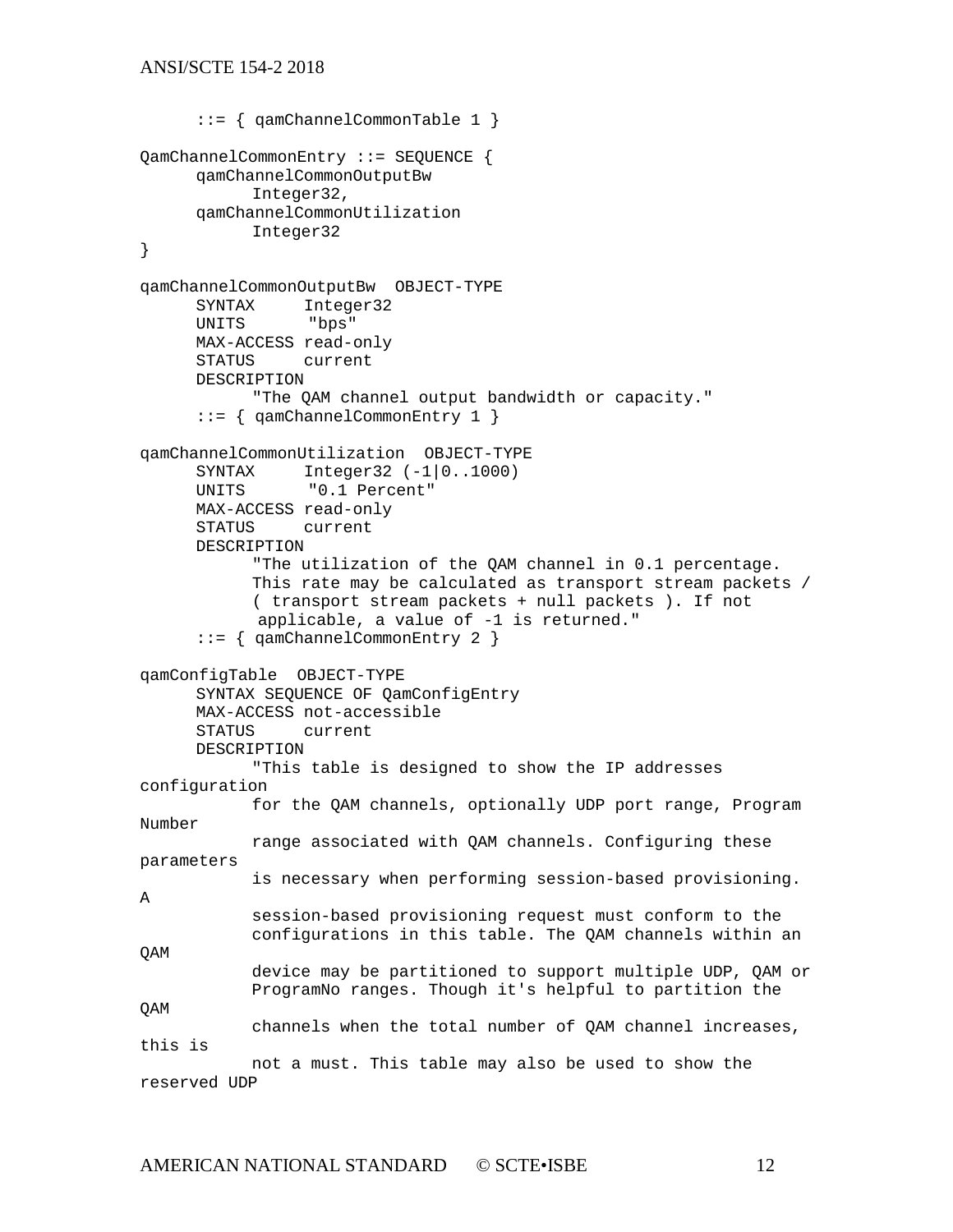```
      ::= { qamChannelCommonTable 1 }

QamChannelCommonEntry ::= SEQUENCE {
      qamChannelCommonOutputBw
            Integer32,
      qamChannelCommonUtilization
            Integer32
}

qamChannelCommonOutputBw  OBJECT-TYPE
      SYNTAX     Integer32
      UNITS       "bps"
      MAX-ACCESS read-only
      STATUS     current
      DESCRIPTION
            "The QAM channel output bandwidth or capacity."
      ::= { qamChannelCommonEntry 1 }

qamChannelCommonUtilization  OBJECT-TYPE
      SYNTAX     Integer32 (-1|0..1000)
      UNITS       "0.1 Percent"
      MAX-ACCESS read-only
      STATUS     current
      DESCRIPTION
            "The utilization of the QAM channel in 0.1 percentage.
            This rate may be calculated as transport stream packets /
            ( transport stream packets + null packets ). If not
             applicable, a value of -1 is returned."
      ::= { qamChannelCommonEntry 2 }

qamConfigTable  OBJECT-TYPE
      SYNTAX SEQUENCE OF QamConfigEntry
      MAX-ACCESS not-accessible
      STATUS     current
      DESCRIPTION
            "This table is designed to show the IP addresses 
configuration
            for the QAM channels, optionally UDP port range, Program 
Number
            range associated with QAM channels. Configuring these 
parameters
            is necessary when performing session-based provisioning. 
A
            session-based provisioning request must conform to the
            configurations in this table. The QAM channels within an 
QAM
            device may be partitioned to support multiple UDP, QAM or
            ProgramNo ranges. Though it's helpful to partition the 
QAM
            channels when the total number of QAM channel increases, 
this is
            not a must. This table may also be used to show the 
reserved UDP
```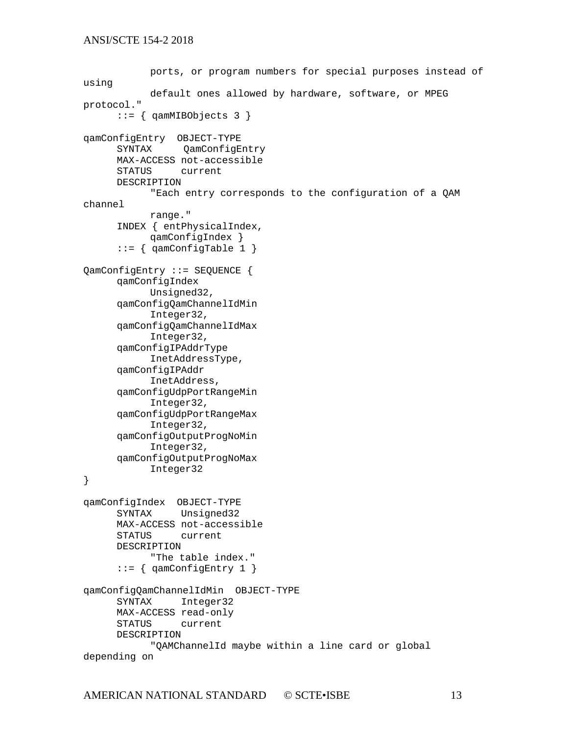```
            ports, or program numbers for special purposes instead of
using
            default ones allowed by hardware, software, or MPEG
protocol."
      ::= { qamMIBObjects 3 }

qamConfigEntry  OBJECT-TYPE
      SYNTAX      QamConfigEntry
      MAX-ACCESS not-accessible
      STATUS     current
      DESCRIPTION
            "Each entry corresponds to the configuration of a QAM
channel
            range."
      INDEX { entPhysicalIndex,
            qamConfigIndex }
      ::= { qamConfigTable 1 }

QamConfigEntry ::= SEQUENCE {
      qamConfigIndex
            Unsigned32,
      qamConfigQamChannelIdMin
            Integer32,
      qamConfigQamChannelIdMax
            Integer32,
      qamConfigIPAddrType
            InetAddressType,
      qamConfigIPAddr
            InetAddress,
      qamConfigUdpPortRangeMin
            Integer32,
      qamConfigUdpPortRangeMax
            Integer32,
      qamConfigOutputProgNoMin
            Integer32,
      qamConfigOutputProgNoMax
            Integer32
}

qamConfigIndex  OBJECT-TYPE
      SYNTAX     Unsigned32
      MAX-ACCESS not-accessible
      STATUS     current
      DESCRIPTION
            "The table index."
      ::= { qamConfigEntry 1 }

qamConfigQamChannelIdMin  OBJECT-TYPE
      SYNTAX     Integer32
      MAX-ACCESS read-only
      STATUS     current
      DESCRIPTION
            "QAMChannelId maybe within a line card or global
depending on
```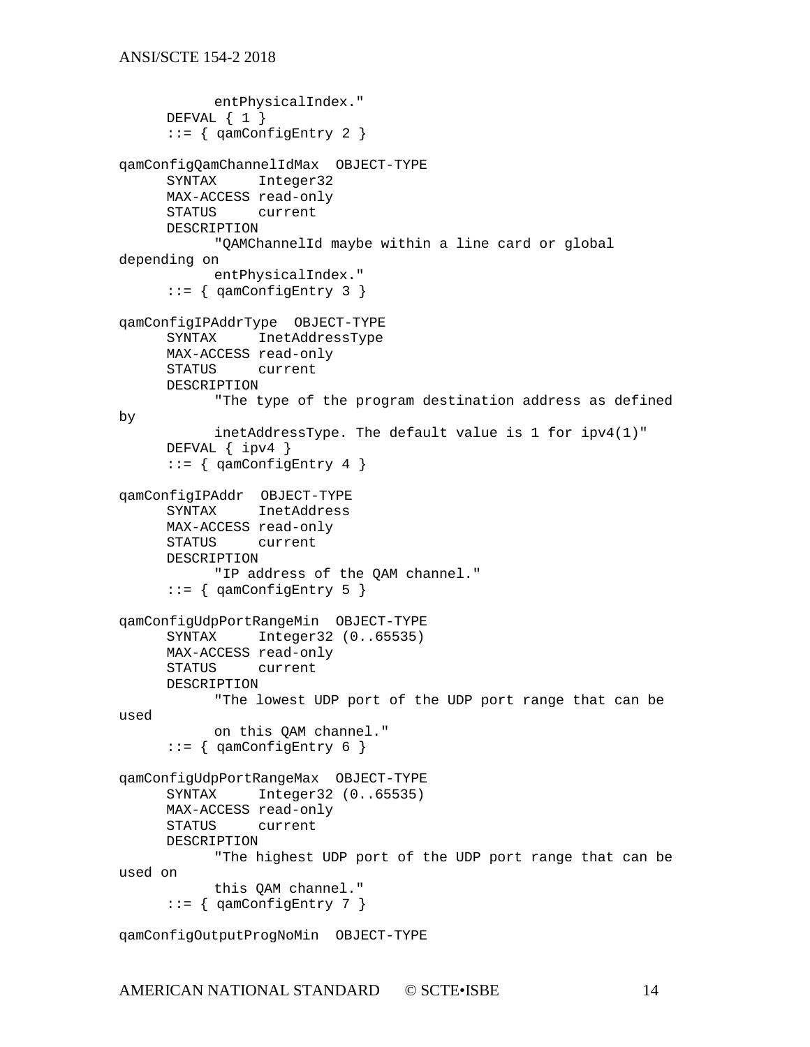```
            entPhysicalIndex."
      DEFVAL { 1 }
      ::= { qamConfigEntry 2 }

qamConfigQamChannelIdMax  OBJECT-TYPE
      SYNTAX     Integer32
      MAX-ACCESS read-only
      STATUS     current
      DESCRIPTION
            "QAMChannelId maybe within a line card or global
depending on
            entPhysicalIndex."
      ::= { qamConfigEntry 3 }

qamConfigIPAddrType  OBJECT-TYPE
      SYNTAX     InetAddressType
      MAX-ACCESS read-only
      STATUS     current
      DESCRIPTION
            "The type of the program destination address as defined
by
            inetAddressType. The default value is 1 for ipv4(1)"
      DEFVAL { ipv4 }
      ::= { qamConfigEntry 4 }

qamConfigIPAddr  OBJECT-TYPE
      SYNTAX     InetAddress
      MAX-ACCESS read-only
      STATUS     current
      DESCRIPTION
            "IP address of the QAM channel."
      ::= { qamConfigEntry 5 }

qamConfigUdpPortRangeMin  OBJECT-TYPE
      SYNTAX     Integer32 (0..65535)
      MAX-ACCESS read-only
      STATUS     current
      DESCRIPTION
            "The lowest UDP port of the UDP port range that can be
used
            on this QAM channel."
      ::= { qamConfigEntry 6 }

qamConfigUdpPortRangeMax  OBJECT-TYPE
      SYNTAX     Integer32 (0..65535)
      MAX-ACCESS read-only
      STATUS     current
      DESCRIPTION
            "The highest UDP port of the UDP port range that can be
used on
            this QAM channel."
      ::= { qamConfigEntry 7 }

qamConfigOutputProgNoMin  OBJECT-TYPE
```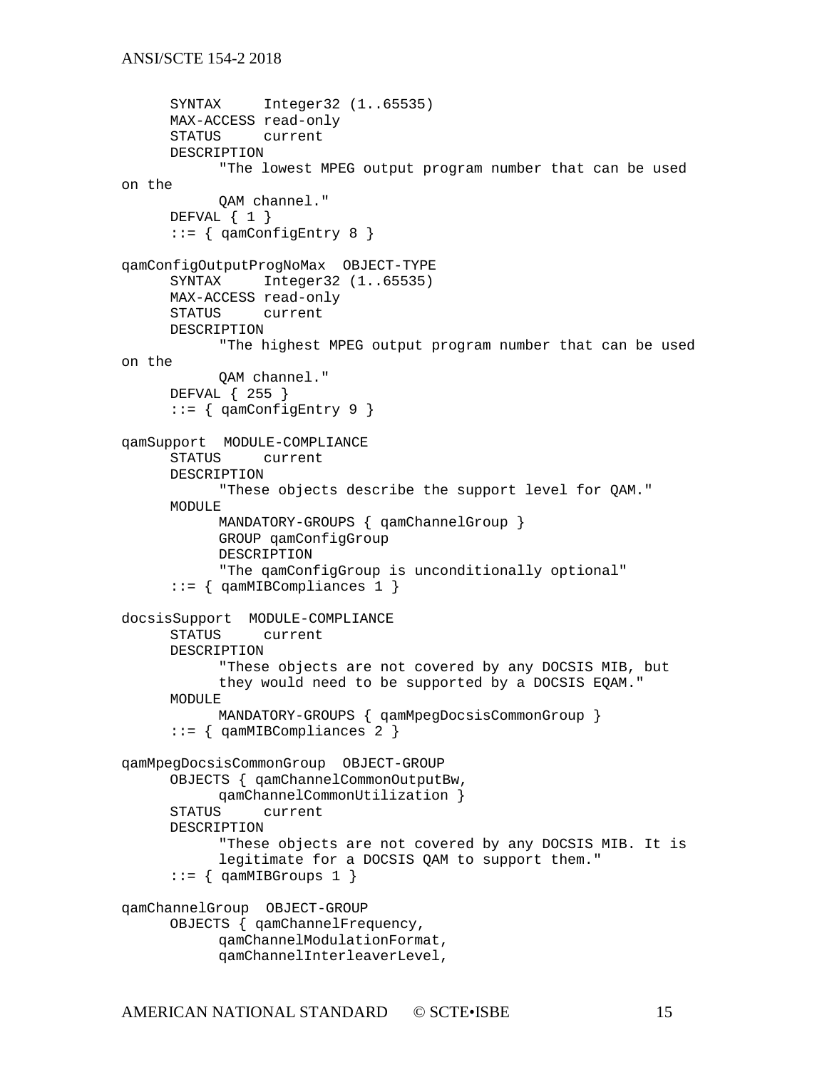```
      SYNTAX     Integer32 (1..65535)
      MAX-ACCESS read-only
      STATUS     current
      DESCRIPTION
            "The lowest MPEG output program number that can be used
on the
            QAM channel."
      DEFVAL { 1 }
      ::= { qamConfigEntry 8 }

qamConfigOutputProgNoMax  OBJECT-TYPE
      SYNTAX     Integer32 (1..65535)
      MAX-ACCESS read-only
      STATUS     current
      DESCRIPTION
            "The highest MPEG output program number that can be used
on the
            QAM channel."
      DEFVAL { 255 }
      ::= { qamConfigEntry 9 }

qamSupport  MODULE-COMPLIANCE
      STATUS     current
      DESCRIPTION
            "These objects describe the support level for QAM."
      MODULE
            MANDATORY-GROUPS { qamChannelGroup }
            GROUP qamConfigGroup
            DESCRIPTION
            "The qamConfigGroup is unconditionally optional"
      ::= { qamMIBCompliances 1 }

docsisSupport  MODULE-COMPLIANCE
      STATUS     current
      DESCRIPTION
            "These objects are not covered by any DOCSIS MIB, but
            they would need to be supported by a DOCSIS EQAM."
      MODULE
            MANDATORY-GROUPS { qamMpegDocsisCommonGroup }
      ::= { qamMIBCompliances 2 }

qamMpegDocsisCommonGroup  OBJECT-GROUP
      OBJECTS { qamChannelCommonOutputBw,
            qamChannelCommonUtilization }
      STATUS     current
      DESCRIPTION
            "These objects are not covered by any DOCSIS MIB. It is
            legitimate for a DOCSIS QAM to support them."
      ::= { qamMIBGroups 1 }

qamChannelGroup  OBJECT-GROUP
      OBJECTS { qamChannelFrequency,
            qamChannelModulationFormat,
            qamChannelInterleaverLevel,
```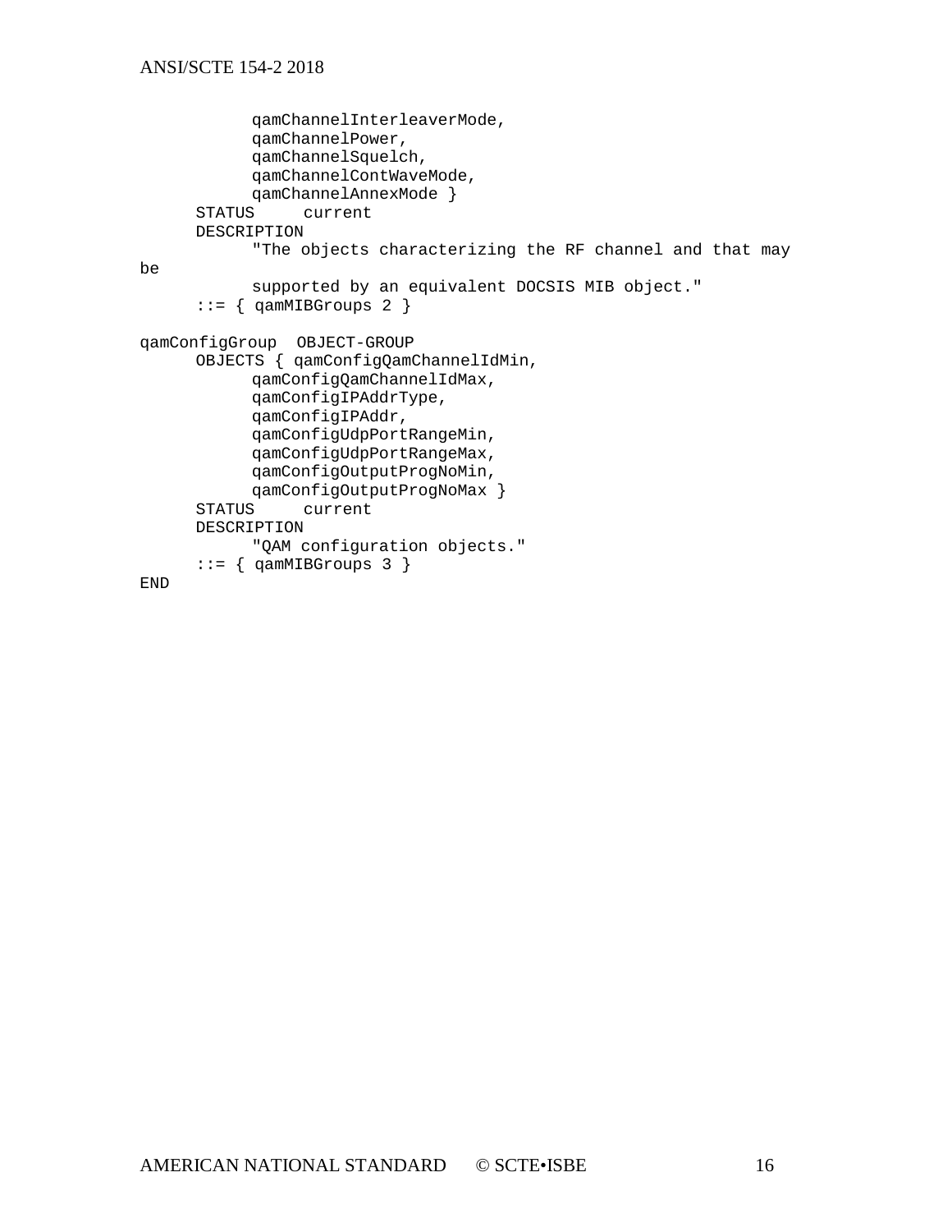```
            qamChannelInterleaverMode,
            qamChannelPower,
            qamChannelSquelch,
            qamChannelContWaveMode,
            qamChannelAnnexMode }
      STATUS     current
      DESCRIPTION
            "The objects characterizing the RF channel and that may
be
            supported by an equivalent DOCSIS MIB object."
      ::= { qamMIBGroups 2 }

qamConfigGroup  OBJECT-GROUP
      OBJECTS { qamConfigQamChannelIdMin,
            qamConfigQamChannelIdMax,
            qamConfigIPAddrType,
            qamConfigIPAddr,
            qamConfigUdpPortRangeMin,
            qamConfigUdpPortRangeMax,
            qamConfigOutputProgNoMin,
            qamConfigOutputProgNoMax }
      STATUS     current
      DESCRIPTION
            "QAM configuration objects."
      ::= { qamMIBGroups 3 }
END
```